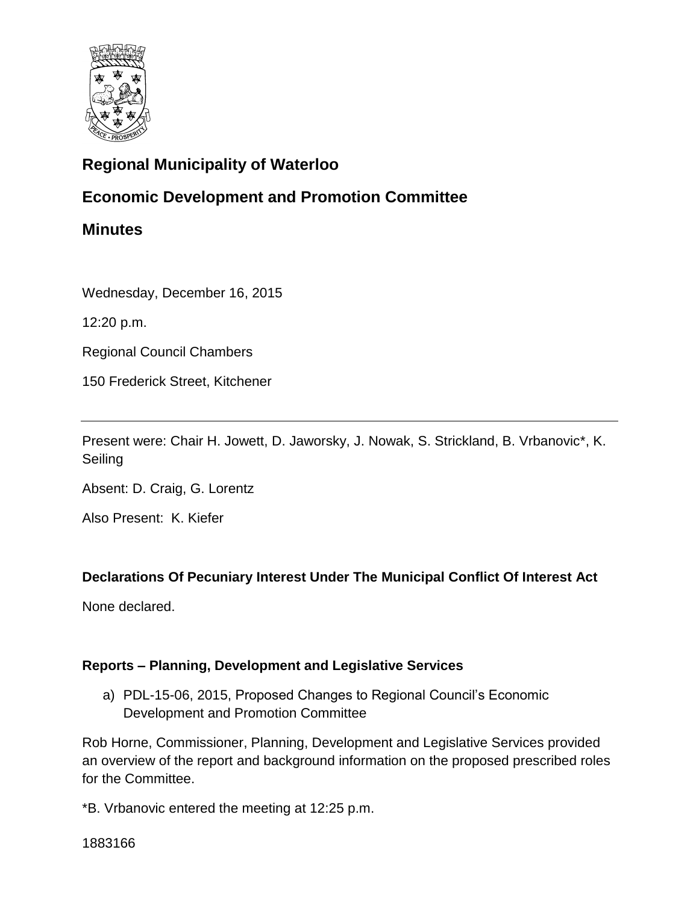# Regional Municipality of Waterloo

## Economic Development and Promotion Committee

## Minutes

Wednesday, December 16, 2015

12:20 p.m.

Regional Council Chambers

150 Frederick Street, Kitchener

---

Present were: Chair H. Jowett, D. Jaworsky, J. Nowak, S. Strickland, B. Vrbanovic*, K. Seiling

Absent: D. Craig, G. Lorentz

Also Present: K. Kiefer

### Declarations Of Pecuniary Interest Under The Municipal Conflict Of Interest Act

None declared.

### Reports – Planning, Development and Legislative Services

a) PDL-15-06, 2015, Proposed Changes to Regional Council's Economic Development and Promotion Committee

Rob Horne, Commissioner, Planning, Development and Legislative Services provided an overview of the report and background information on the proposed prescribed roles for the Committee.

*B. Vrbanovic entered the meeting at 12:25 p.m.

1883166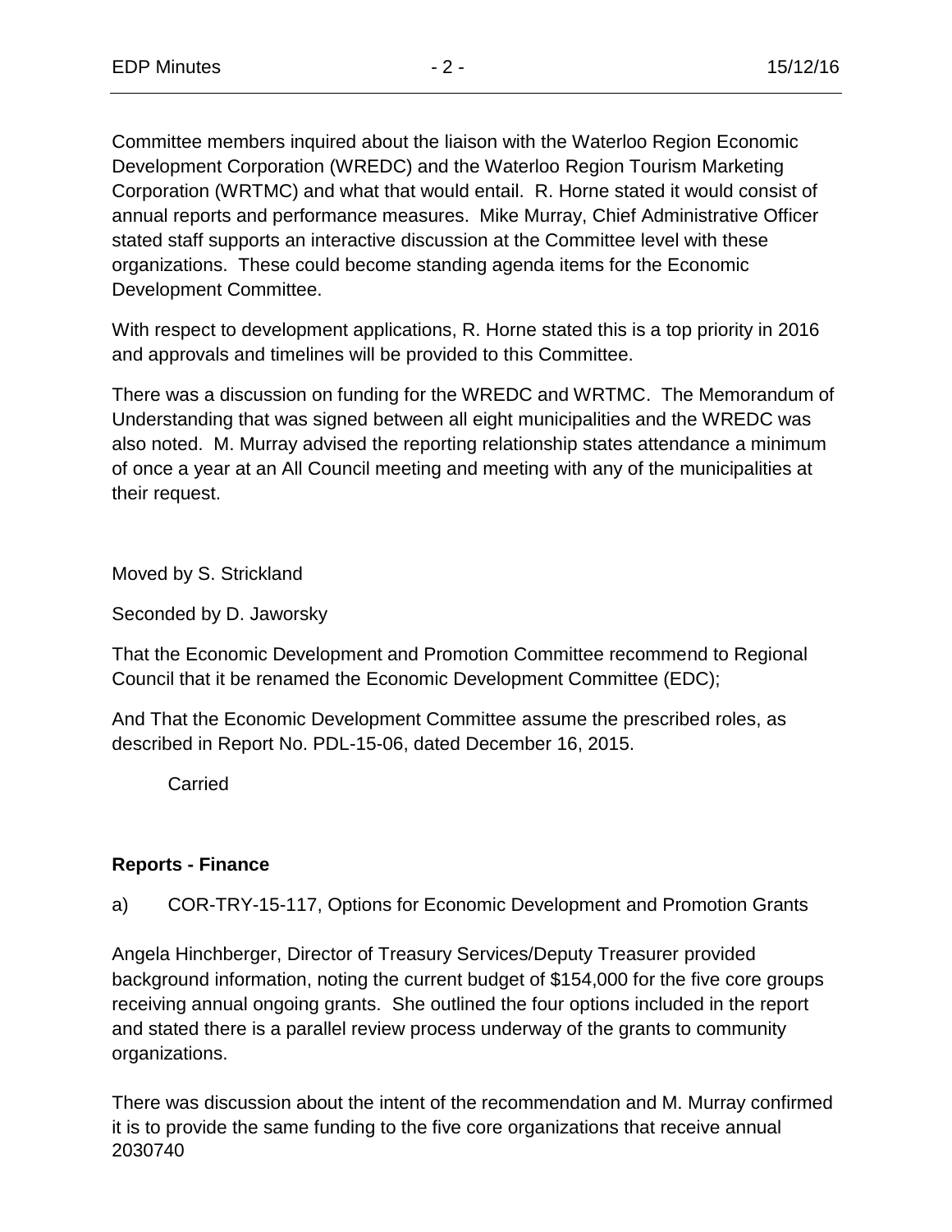Committee members inquired about the liaison with the Waterloo Region Economic Development Corporation (WREDC) and the Waterloo Region Tourism Marketing Corporation (WRTMC) and what that would entail. R. Horne stated it would consist of annual reports and performance measures. Mike Murray, Chief Administrative Officer stated staff supports an interactive discussion at the Committee level with these organizations. These could become standing agenda items for the Economic Development Committee.

With respect to development applications, R. Horne stated this is a top priority in 2016 and approvals and timelines will be provided to this Committee.

There was a discussion on funding for the WREDC and WRTMC. The Memorandum of Understanding that was signed between all eight municipalities and the WREDC was also noted. M. Murray advised the reporting relationship states attendance a minimum of once a year at an All Council meeting and meeting with any of the municipalities at their request.

Moved by S. Strickland

Seconded by D. Jaworsky

That the Economic Development and Promotion Committee recommend to Regional Council that it be renamed the Economic Development Committee (EDC);

And That the Economic Development Committee assume the prescribed roles, as described in Report No. PDL-15-06, dated December 16, 2015.

Carried

**Reports - Finance**

a) COR-TRY-15-117, Options for Economic Development and Promotion Grants

Angela Hinchberger, Director of Treasury Services/Deputy Treasurer provided background information, noting the current budget of $154,000 for the five core groups receiving annual ongoing grants. She outlined the four options included in the report and stated there is a parallel review process underway of the grants to community organizations.

There was discussion about the intent of the recommendation and M. Murray confirmed it is to provide the same funding to the five core organizations that receive annual

2030740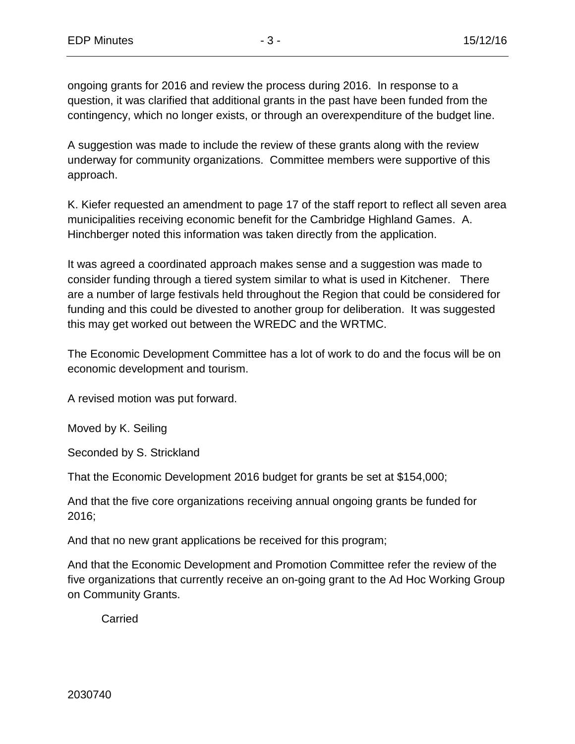ongoing grants for 2016 and review the process during 2016. In response to a question, it was clarified that additional grants in the past have been funded from the contingency, which no longer exists, or through an overexpenditure of the budget line.

A suggestion was made to include the review of these grants along with the review underway for community organizations. Committee members were supportive of this approach.

K. Kiefer requested an amendment to page 17 of the staff report to reflect all seven area municipalities receiving economic benefit for the Cambridge Highland Games. A. Hinchberger noted this information was taken directly from the application.

It was agreed a coordinated approach makes sense and a suggestion was made to consider funding through a tiered system similar to what is used in Kitchener. There are a number of large festivals held throughout the Region that could be considered for funding and this could be divested to another group for deliberation. It was suggested this may get worked out between the WREDC and the WRTMC.

The Economic Development Committee has a lot of work to do and the focus will be on economic development and tourism.

A revised motion was put forward.

Moved by K. Seiling

Seconded by S. Strickland

That the Economic Development 2016 budget for grants be set at $154,000;

And that the five core organizations receiving annual ongoing grants be funded for 2016;

And that no new grant applications be received for this program;

And that the Economic Development and Promotion Committee refer the review of the five organizations that currently receive an on-going grant to the Ad Hoc Working Group on Community Grants.

Carried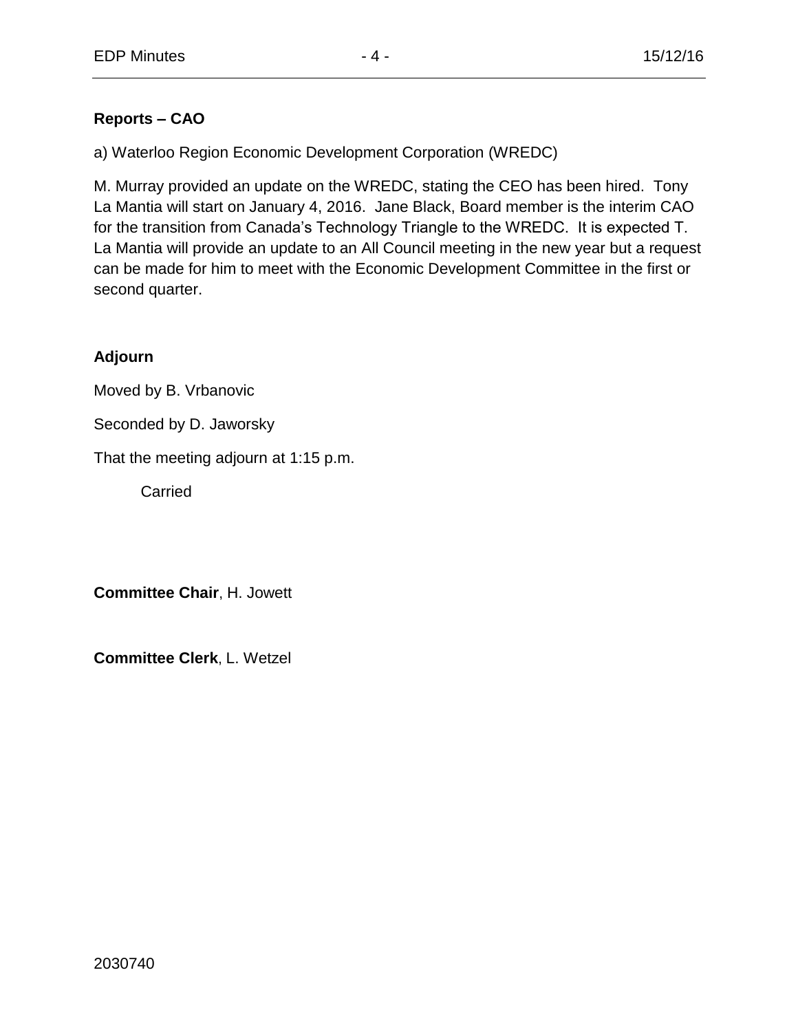## Reports – CAO

a) Waterloo Region Economic Development Corporation (WREDC)

M. Murray provided an update on the WREDC, stating the CEO has been hired. Tony La Mantia will start on January 4, 2016. Jane Black, Board member is the interim CAO for the transition from Canada's Technology Triangle to the WREDC. It is expected T. La Mantia will provide an update to an All Council meeting in the new year but a request can be made for him to meet with the Economic Development Committee in the first or second quarter.

## Adjourn

Moved by B. Vrbanovic

Seconded by D. Jaworsky

That the meeting adjourn at 1:15 p.m.

Carried

**Committee Chair**, H. Jowett

**Committee Clerk**, L. Wetzel

2030740